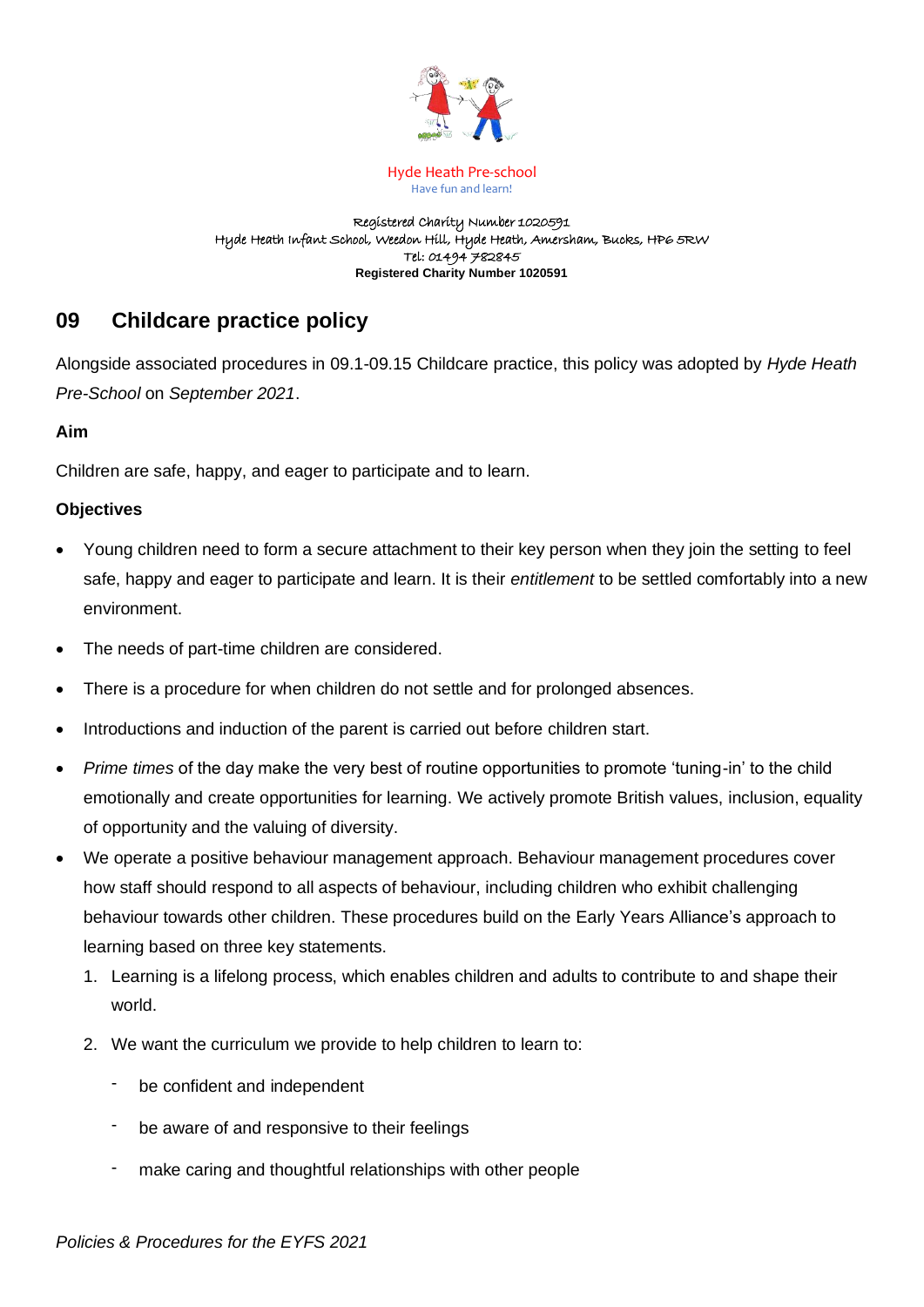Hyde Heath Pre-school
Have fun and learn!

Registered Charity Number 1020591
Hyde Heath Infant School, Weedon Hill, Hyde Heath, Amersham, Bucks, HP6 5RW
Tel: 01494 782845
**Registered Charity Number 1020591**

## 09 Childcare practice policy

Alongside associated procedures in 09.1-09.15 Childcare practice, this policy was adopted by *Hyde Heath Pre-School* on *September 2021*.

**Aim**

Children are safe, happy, and eager to participate and to learn.

**Objectives**

- Young children need to form a secure attachment to their key person when they join the setting to feel safe, happy and eager to participate and learn. It is their *entitlement* to be settled comfortably into a new environment.
- The needs of part-time children are considered.
- There is a procedure for when children do not settle and for prolonged absences.
- Introductions and induction of the parent is carried out before children start.
- *Prime times* of the day make the very best of routine opportunities to promote 'tuning-in' to the child emotionally and create opportunities for learning. We actively promote British values, inclusion, equality of opportunity and the valuing of diversity.
- We operate a positive behaviour management approach. Behaviour management procedures cover how staff should respond to all aspects of behaviour, including children who exhibit challenging behaviour towards other children. These procedures build on the Early Years Alliance's approach to learning based on three key statements.
  1. Learning is a lifelong process, which enables children and adults to contribute to and shape their world.
  2. We want the curriculum we provide to help children to learn to:
     - be confident and independent
     - be aware of and responsive to their feelings
     - make caring and thoughtful relationships with other people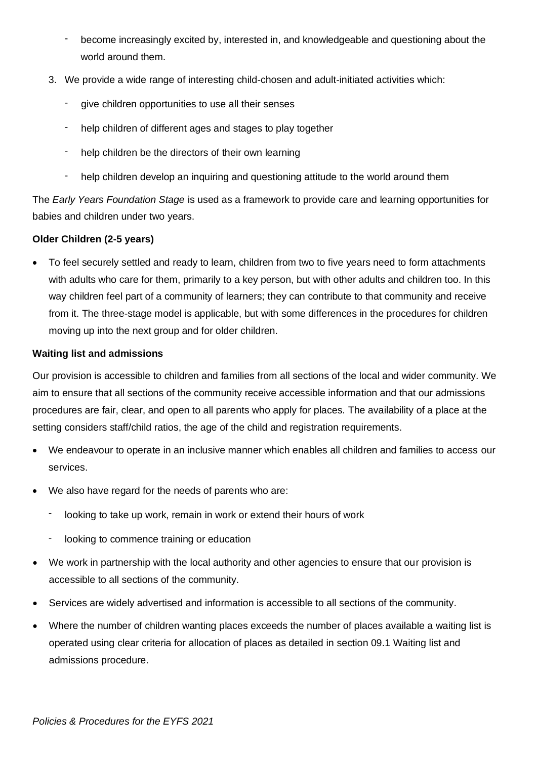- become increasingly excited by, interested in, and knowledgeable and questioning about the world around them.

3. We provide a wide range of interesting child-chosen and adult-initiated activities which:
   - give children opportunities to use all their senses
   - help children of different ages and stages to play together
   - help children be the directors of their own learning
   - help children develop an inquiring and questioning attitude to the world around them

The *Early Years Foundation Stage* is used as a framework to provide care and learning opportunities for babies and children under two years.

**Older Children (2-5 years)**

- To feel securely settled and ready to learn, children from two to five years need to form attachments with adults who care for them, primarily to a key person, but with other adults and children too. In this way children feel part of a community of learners; they can contribute to that community and receive from it. The three-stage model is applicable, but with some differences in the procedures for children moving up into the next group and for older children.

**Waiting list and admissions**

Our provision is accessible to children and families from all sections of the local and wider community. We aim to ensure that all sections of the community receive accessible information and that our admissions procedures are fair, clear, and open to all parents who apply for places. The availability of a place at the setting considers staff/child ratios, the age of the child and registration requirements.

- We endeavour to operate in an inclusive manner which enables all children and families to access our services.
- We also have regard for the needs of parents who are:
  - looking to take up work, remain in work or extend their hours of work
  - looking to commence training or education
- We work in partnership with the local authority and other agencies to ensure that our provision is accessible to all sections of the community.
- Services are widely advertised and information is accessible to all sections of the community.
- Where the number of children wanting places exceeds the number of places available a waiting list is operated using clear criteria for allocation of places as detailed in section 09.1 Waiting list and admissions procedure.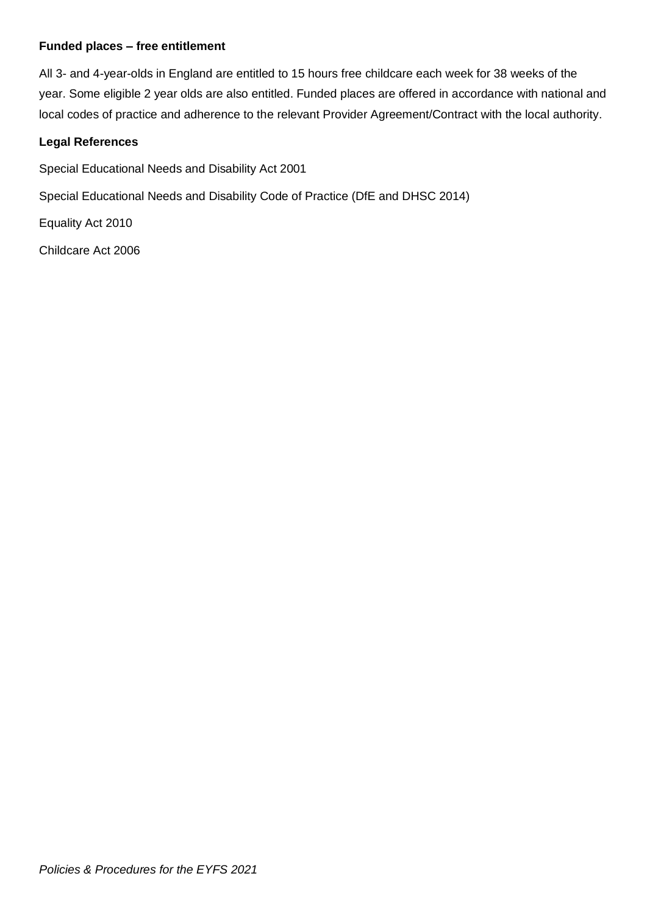**Funded places – free entitlement**

All 3- and 4-year-olds in England are entitled to 15 hours free childcare each week for 38 weeks of the year. Some eligible 2 year olds are also entitled. Funded places are offered in accordance with national and local codes of practice and adherence to the relevant Provider Agreement/Contract with the local authority.

**Legal References**

Special Educational Needs and Disability Act 2001

Special Educational Needs and Disability Code of Practice (DfE and DHSC 2014)

Equality Act 2010

Childcare Act 2006